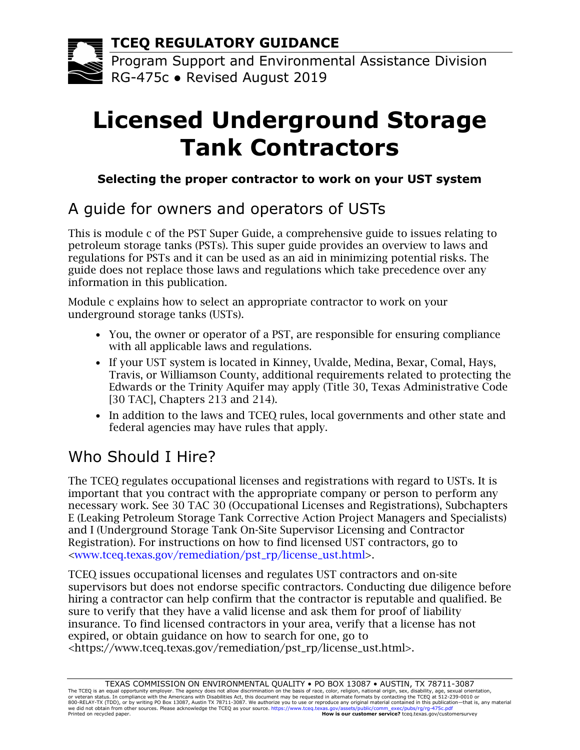**TCEQ REGULATORY GUIDANCE**

Program Support and Environmental Assistance Division
RG-475c ● Revised August 2019

# Licensed Underground Storage Tank Contractors

**Selecting the proper contractor to work on your UST system**

## A guide for owners and operators of USTs

This is module c of the PST Super Guide, a comprehensive guide to issues relating to petroleum storage tanks (PSTs). This super guide provides an overview to laws and regulations for PSTs and it can be used as an aid in minimizing potential risks. The guide does not replace those laws and regulations which take precedence over any information in this publication.

Module c explains how to select an appropriate contractor to work on your underground storage tanks (USTs).

- You, the owner or operator of a PST, are responsible for ensuring compliance with all applicable laws and regulations.
- If your UST system is located in Kinney, Uvalde, Medina, Bexar, Comal, Hays, Travis, or Williamson County, additional requirements related to protecting the Edwards or the Trinity Aquifer may apply (Title 30, Texas Administrative Code [30 TAC], Chapters 213 and 214).
- In addition to the laws and TCEQ rules, local governments and other state and federal agencies may have rules that apply.

## Who Should I Hire?

The TCEQ regulates occupational licenses and registrations with regard to USTs. It is important that you contract with the appropriate company or person to perform any necessary work. See 30 TAC 30 (Occupational Licenses and Registrations), Subchapters E (Leaking Petroleum Storage Tank Corrective Action Project Managers and Specialists) and I (Underground Storage Tank On-Site Supervisor Licensing and Contractor Registration). For instructions on how to find licensed UST contractors, go to <www.tceq.texas.gov/remediation/pst_rp/license_ust.html>.

TCEQ issues occupational licenses and regulates UST contractors and on-site supervisors but does not endorse specific contractors. Conducting due diligence before hiring a contractor can help confirm that the contractor is reputable and qualified. Be sure to verify that they have a valid license and ask them for proof of liability insurance. To find licensed contractors in your area, verify that a license has not expired, or obtain guidance on how to search for one, go to <https://www.tceq.texas.gov/remediation/pst_rp/license_ust.html>.

TEXAS COMMISSION ON ENVIRONMENTAL QUALITY • PO BOX 13087 • AUSTIN, TX 78711-3087
The TCEQ is an equal opportunity employer. The agency does not allow discrimination on the basis of race, color, religion, national origin, sex, disability, age, sexual orientation, or veteran status. In compliance with the Americans with Disabilities Act, this document may be requested in alternate formats by contacting the TCEQ at 512-239-0010 or 800-RELAY-TX (TDD), or by writing PO Box 13087, Austin TX 78711-3087. We authorize you to use or reproduce any original material contained in this publication—that is, any material we did not obtain from other sources. Please acknowledge the TCEQ as your source. https://www.tceq.texas.gov/assets/public/comm_exec/pubs/rg/rg-475c.pdf
Printed on recycled paper. **How is our customer service?** tceq.texas.gov/customersurvey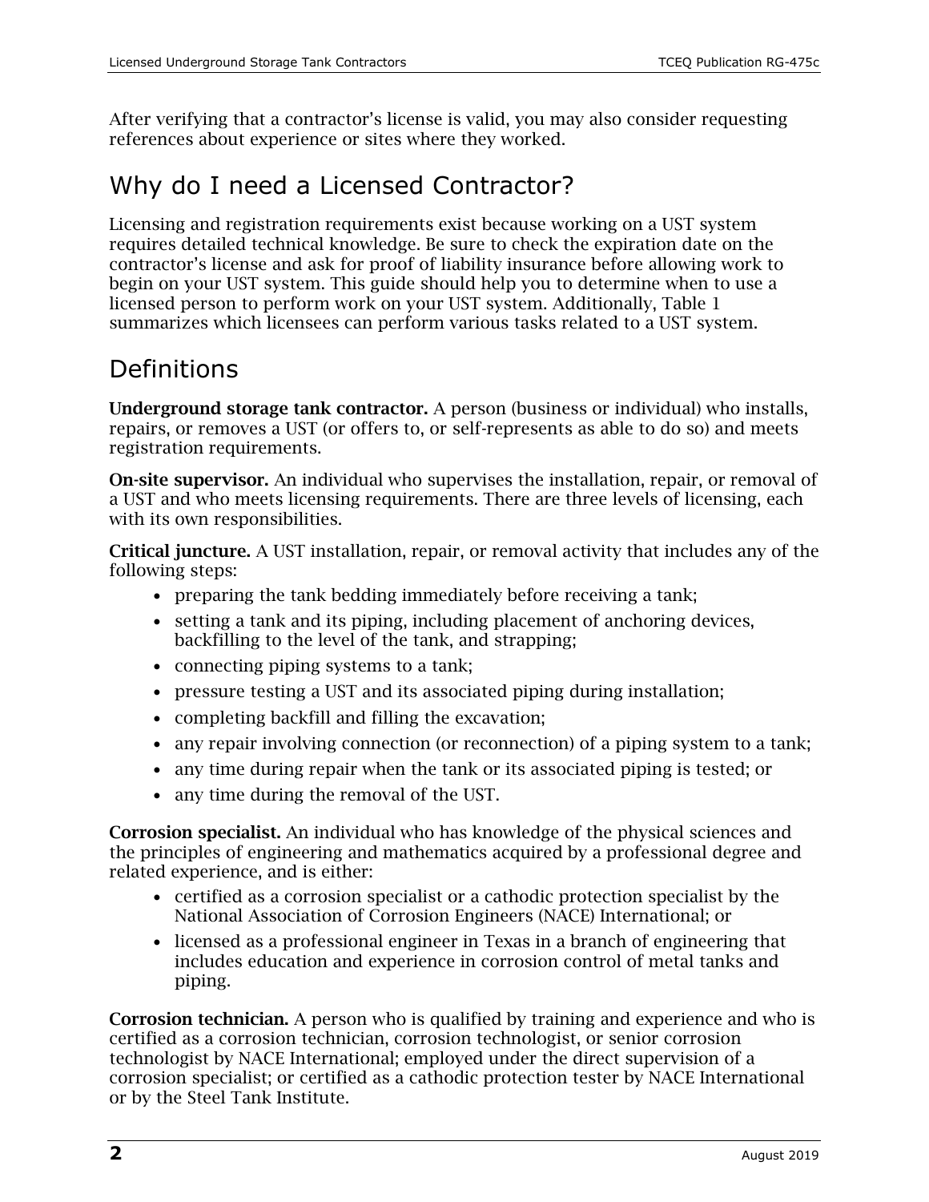After verifying that a contractor's license is valid, you may also consider requesting references about experience or sites where they worked.

## Why do I need a Licensed Contractor?

Licensing and registration requirements exist because working on a UST system requires detailed technical knowledge. Be sure to check the expiration date on the contractor's license and ask for proof of liability insurance before allowing work to begin on your UST system. This guide should help you to determine when to use a licensed person to perform work on your UST system. Additionally, Table 1 summarizes which licensees can perform various tasks related to a UST system.

## Definitions

**Underground storage tank contractor.** A person (business or individual) who installs, repairs, or removes a UST (or offers to, or self-represents as able to do so) and meets registration requirements.

**On-site supervisor.** An individual who supervises the installation, repair, or removal of a UST and who meets licensing requirements. There are three levels of licensing, each with its own responsibilities.

**Critical juncture.** A UST installation, repair, or removal activity that includes any of the following steps:

- preparing the tank bedding immediately before receiving a tank;
- setting a tank and its piping, including placement of anchoring devices, backfilling to the level of the tank, and strapping;
- connecting piping systems to a tank;
- pressure testing a UST and its associated piping during installation;
- completing backfill and filling the excavation;
- any repair involving connection (or reconnection) of a piping system to a tank;
- any time during repair when the tank or its associated piping is tested; or
- any time during the removal of the UST.

**Corrosion specialist.** An individual who has knowledge of the physical sciences and the principles of engineering and mathematics acquired by a professional degree and related experience, and is either:

- certified as a corrosion specialist or a cathodic protection specialist by the National Association of Corrosion Engineers (NACE) International; or
- licensed as a professional engineer in Texas in a branch of engineering that includes education and experience in corrosion control of metal tanks and piping.

**Corrosion technician.** A person who is qualified by training and experience and who is certified as a corrosion technician, corrosion technologist, or senior corrosion technologist by NACE International; employed under the direct supervision of a corrosion specialist; or certified as a cathodic protection tester by NACE International or by the Steel Tank Institute.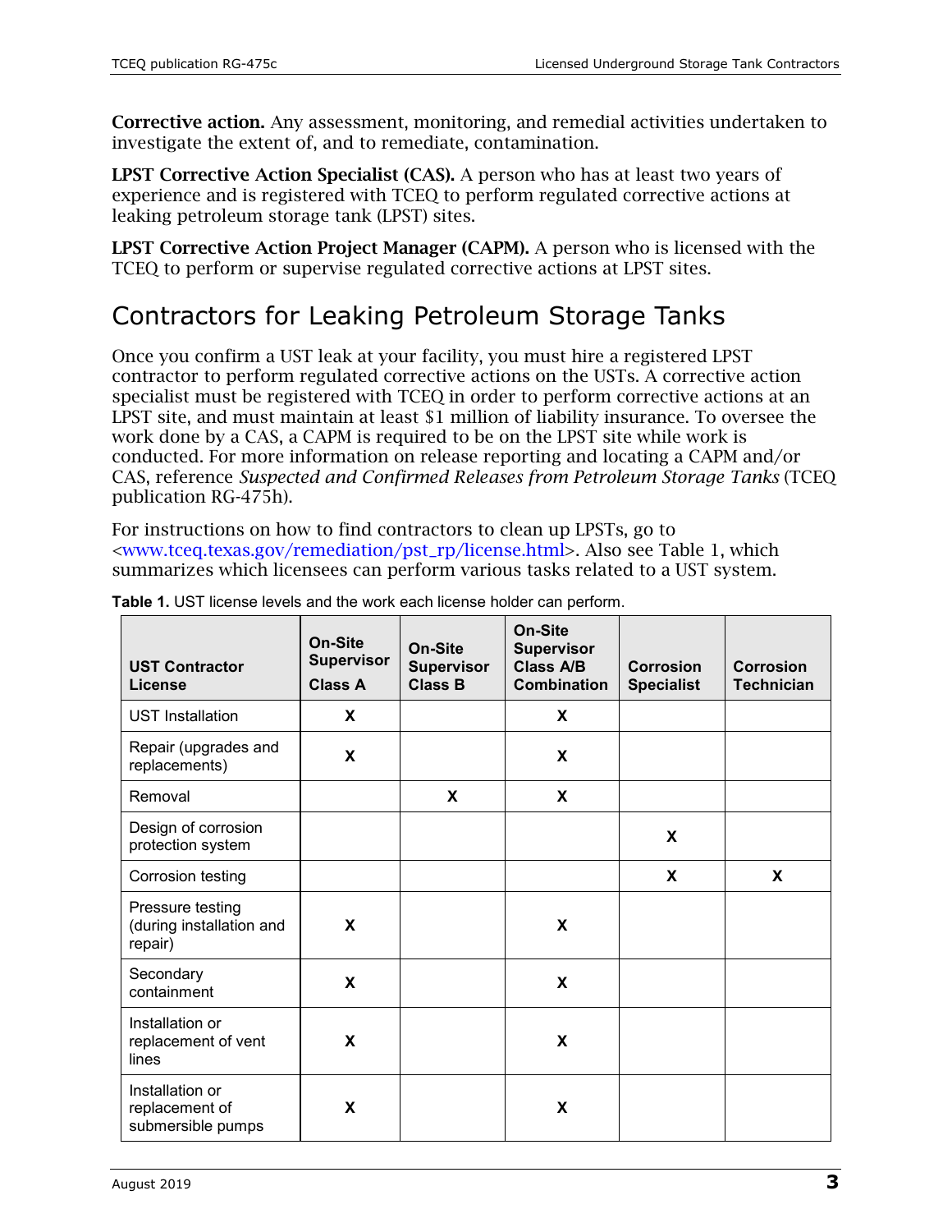**Corrective action.** Any assessment, monitoring, and remedial activities undertaken to investigate the extent of, and to remediate, contamination.

**LPST Corrective Action Specialist (CAS).** A person who has at least two years of experience and is registered with TCEQ to perform regulated corrective actions at leaking petroleum storage tank (LPST) sites.

**LPST Corrective Action Project Manager (CAPM).** A person who is licensed with the TCEQ to perform or supervise regulated corrective actions at LPST sites.

## Contractors for Leaking Petroleum Storage Tanks

Once you confirm a UST leak at your facility, you must hire a registered LPST contractor to perform regulated corrective actions on the USTs. A corrective action specialist must be registered with TCEQ in order to perform corrective actions at an LPST site, and must maintain at least $1 million of liability insurance. To oversee the work done by a CAS, a CAPM is required to be on the LPST site while work is conducted. For more information on release reporting and locating a CAPM and/or CAS, reference *Suspected and Confirmed Releases from Petroleum Storage Tanks* (TCEQ publication RG-475h).

For instructions on how to find contractors to clean up LPSTs, go to <www.tceq.texas.gov/remediation/pst_rp/license.html>. Also see Table 1, which summarizes which licensees can perform various tasks related to a UST system.

**Table 1.** UST license levels and the work each license holder can perform.

| UST Contractor License | On-Site Supervisor Class A | On-Site Supervisor Class B | On-Site Supervisor Class A/B Combination | Corrosion Specialist | Corrosion Technician |
|---|---|---|---|---|---|
| UST Installation | X | | X | | |
| Repair (upgrades and replacements) | X | | X | | |
| Removal | | X | X | | |
| Design of corrosion protection system | | | | X | |
| Corrosion testing | | | | X | X |
| Pressure testing (during installation and repair) | X | | X | | |
| Secondary containment | X | | X | | |
| Installation or replacement of vent lines | X | | X | | |
| Installation or replacement of submersible pumps | X | | X | | |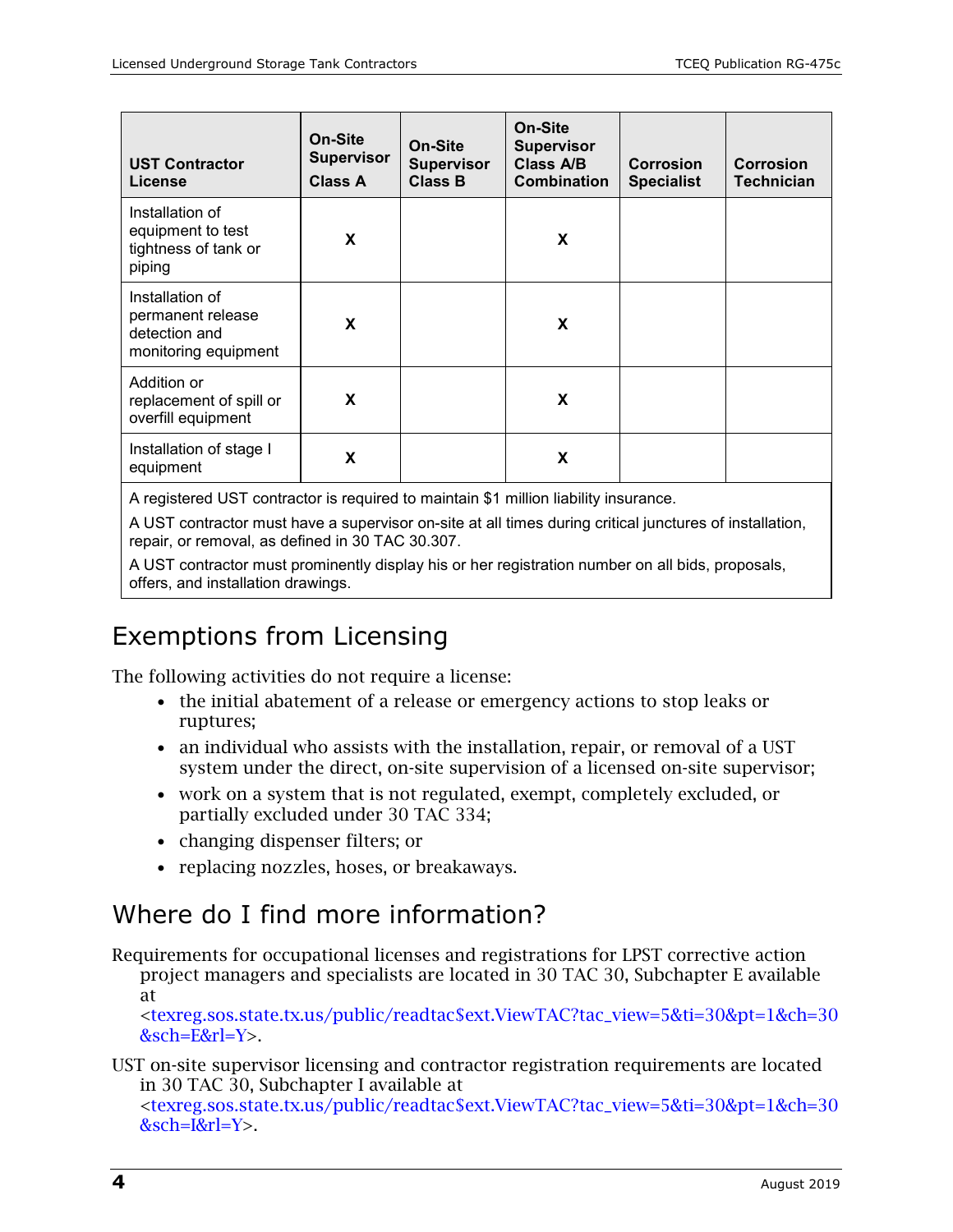| UST Contractor License | On-Site Supervisor Class A | On-Site Supervisor Class B | On-Site Supervisor Class A/B Combination | Corrosion Specialist | Corrosion Technician |
|---|---|---|---|---|---|
| Installation of equipment to test tightness of tank or piping | X | | X | | |
| Installation of permanent release detection and monitoring equipment | X | | X | | |
| Addition or replacement of spill or overfill equipment | X | | X | | |
| Installation of stage I equipment | X | | X | | |

A registered UST contractor is required to maintain $1 million liability insurance.

A UST contractor must have a supervisor on-site at all times during critical junctures of installation, repair, or removal, as defined in 30 TAC 30.307.

A UST contractor must prominently display his or her registration number on all bids, proposals, offers, and installation drawings.

## Exemptions from Licensing

The following activities do not require a license:

- the initial abatement of a release or emergency actions to stop leaks or ruptures;
- an individual who assists with the installation, repair, or removal of a UST system under the direct, on-site supervision of a licensed on-site supervisor;
- work on a system that is not regulated, exempt, completely excluded, or partially excluded under 30 TAC 334;
- changing dispenser filters; or
- replacing nozzles, hoses, or breakaways.

## Where do I find more information?

Requirements for occupational licenses and registrations for LPST corrective action project managers and specialists are located in 30 TAC 30, Subchapter E available at <texreg.sos.state.tx.us/public/readtac$ext.ViewTAC?tac_view=5&ti=30&pt=1&ch=30&sch=E&rl=Y>.

UST on-site supervisor licensing and contractor registration requirements are located in 30 TAC 30, Subchapter I available at <texreg.sos.state.tx.us/public/readtac$ext.ViewTAC?tac_view=5&ti=30&pt=1&ch=30&sch=I&rl=Y>.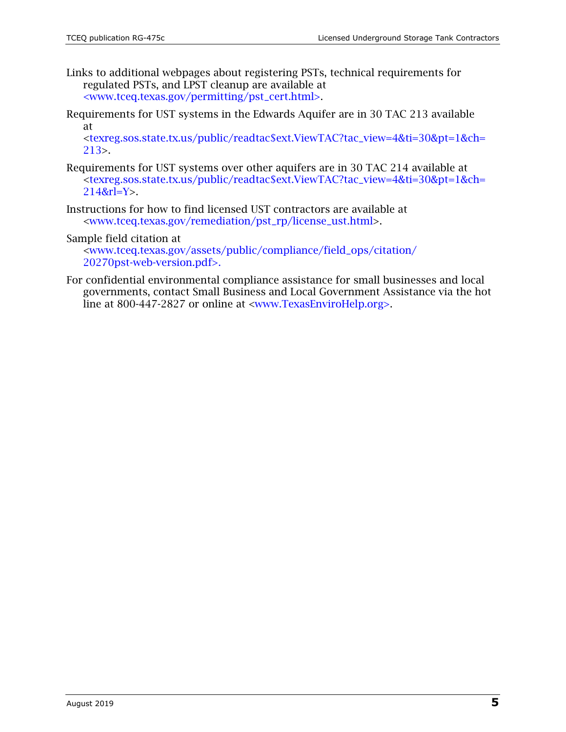Links to additional webpages about registering PSTs, technical requirements for regulated PSTs, and LPST cleanup are available at <www.tceq.texas.gov/permitting/pst_cert.html>.

Requirements for UST systems in the Edwards Aquifer are in 30 TAC 213 available at <texreg.sos.state.tx.us/public/readtac$ext.ViewTAC?tac_view=4&ti=30&pt=1&ch=213>.

Requirements for UST systems over other aquifers are in 30 TAC 214 available at <texreg.sos.state.tx.us/public/readtac$ext.ViewTAC?tac_view=4&ti=30&pt=1&ch=214&rl=Y>.

Instructions for how to find licensed UST contractors are available at <www.tceq.texas.gov/remediation/pst_rp/license_ust.html>.

Sample field citation at <www.tceq.texas.gov/assets/public/compliance/field_ops/citation/20270pst-web-version.pdf>.

For confidential environmental compliance assistance for small businesses and local governments, contact Small Business and Local Government Assistance via the hot line at 800-447-2827 or online at <www.TexasEnviroHelp.org>.